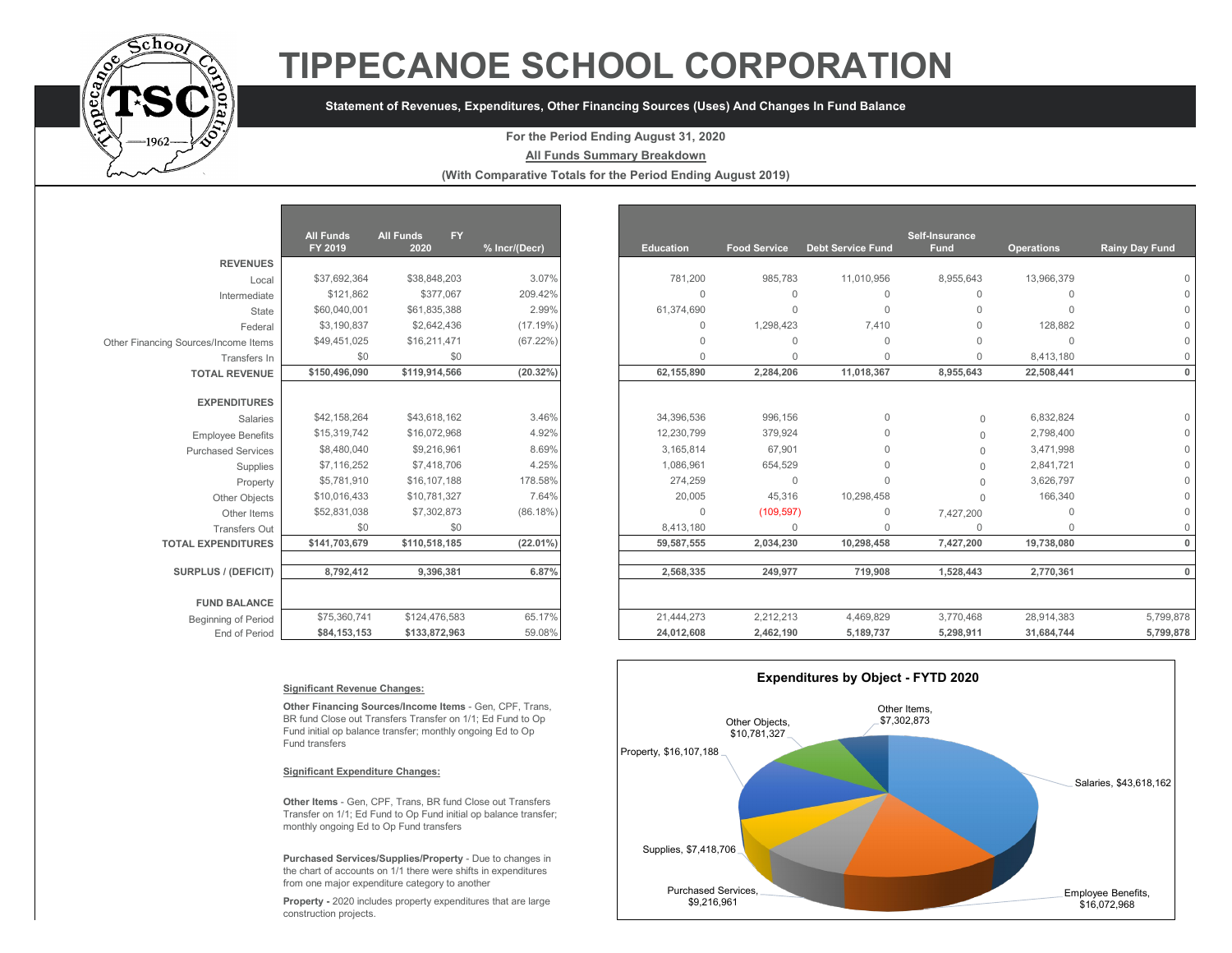# TIPPECANOE SCHOOL CORPORATION

**Statement of Revenues, Expenditures, Other Financing Sources (Uses) And Changes In Fund Balance**

**For the Period Ending August 31, 2020**

**All Funds Summary Breakdown**

**(With Comparative Totals for the Period Ending August 2019)**

| | All Funds FY 2019 | All Funds FY 2020 | % Incr/(Decr) | Education | Food Service | Debt Service Fund | Self-Insurance Fund | Operations | Rainy Day Fund |
|---|---|---|---|---|---|---|---|---|---|
| **REVENUES** | | | | | | | | | |
| Local | $37,692,364 | $38,848,203 | 3.07% | 781,200 | 985,783 | 11,010,956 | 8,955,643 | 13,966,379 | 0 |
| Intermediate | $121,862 | $377,067 | 209.42% | 0 | 0 | 0 | 0 | 0 | 0 |
| State | $60,040,001 | $61,835,388 | 2.99% | 61,374,690 | 0 | 0 | 0 | 0 | 0 |
| Federal | $3,190,837 | $2,642,436 | (17.19%) | 0 | 1,298,423 | 7,410 | 0 | 128,882 | 0 |
| Other Financing Sources/Income Items | $49,451,025 | $16,211,471 | (67.22%) | 0 | 0 | 0 | 0 | 0 | 0 |
| Transfers In | $0 | $0 | | 0 | 0 | 0 | 0 | 8,413,180 | 0 |
| **TOTAL REVENUE** | **$150,496,090** | **$119,914,566** | **(20.32%)** | **62,155,890** | **2,284,206** | **11,018,367** | **8,955,643** | **22,508,441** | **0** |
| **EXPENDITURES** | | | | | | | | | |
| Salaries | $42,158,264 | $43,618,162 | 3.46% | 34,396,536 | 996,156 | 0 | 0 | 6,832,824 | 0 |
| Employee Benefits | $15,319,742 | $16,072,968 | 4.92% | 12,230,799 | 379,924 | 0 | 0 | 2,798,400 | 0 |
| Purchased Services | $8,480,040 | $9,216,961 | 8.69% | 3,165,814 | 67,901 | 0 | 0 | 3,471,998 | 0 |
| Supplies | $7,116,252 | $7,418,706 | 4.25% | 1,086,961 | 654,529 | 0 | 0 | 2,841,721 | 0 |
| Property | $5,781,910 | $16,107,188 | 178.58% | 274,259 | 0 | 0 | 0 | 3,626,797 | 0 |
| Other Objects | $10,016,433 | $10,781,327 | 7.64% | 20,005 | 45,316 | 10,298,458 | 0 | 166,340 | 0 |
| Other Items | $52,831,038 | $7,302,873 | (86.18%) | 0 | (109,597) | 0 | 7,427,200 | 0 | 0 |
| Transfers Out | $0 | $0 | | 8,413,180 | 0 | 0 | 0 | 0 | 0 |
| **TOTAL EXPENDITURES** | **$141,703,679** | **$110,518,185** | **(22.01%)** | **59,587,555** | **2,034,230** | **10,298,458** | **7,427,200** | **19,738,080** | **0** |
| **SURPLUS / (DEFICIT)** | **8,792,412** | **9,396,381** | **6.87%** | **2,568,335** | **249,977** | **719,908** | **1,528,443** | **2,770,361** | **0** |
| **FUND BALANCE** | | | | | | | | | |
| Beginning of Period | $75,360,741 | $124,476,583 | 65.17% | 21,444,273 | 2,212,213 | 4,469,829 | 3,770,468 | 28,914,383 | 5,799,878 |
| End of Period | **$84,153,153** | **$133,872,963** | 59.08% | **24,012,608** | **2,462,190** | **5,189,737** | **5,298,911** | **31,684,744** | **5,799,878** |

**Significant Revenue Changes:**

**Other Financing Sources/Income Items** - Gen, CPF, Trans, BR fund Close out Transfers Transfer on 1/1; Ed Fund to Op Fund initial op balance transfer; monthly ongoing Ed to Op Fund transfers

**Significant Expenditure Changes:**

**Other Items** - Gen, CPF, Trans, BR fund Close out Transfers Transfer on 1/1; Ed Fund to Op Fund initial op balance transfer; monthly ongoing Ed to Op Fund transfers

**Purchased Services/Supplies/Property** - Due to changes in the chart of accounts on 1/1 there were shifts in expenditures from one major expenditure category to another

**Property -** 2020 includes property expenditures that are large construction projects.

**Expenditures by Object - FYTD 2020**

Other Items, $7,302,873
Other Objects, $10,781,327
Property, $16,107,188
Salaries, $43,618,162
Supplies, $7,418,706
Purchased Services, $9,216,961
Employee Benefits, $16,072,968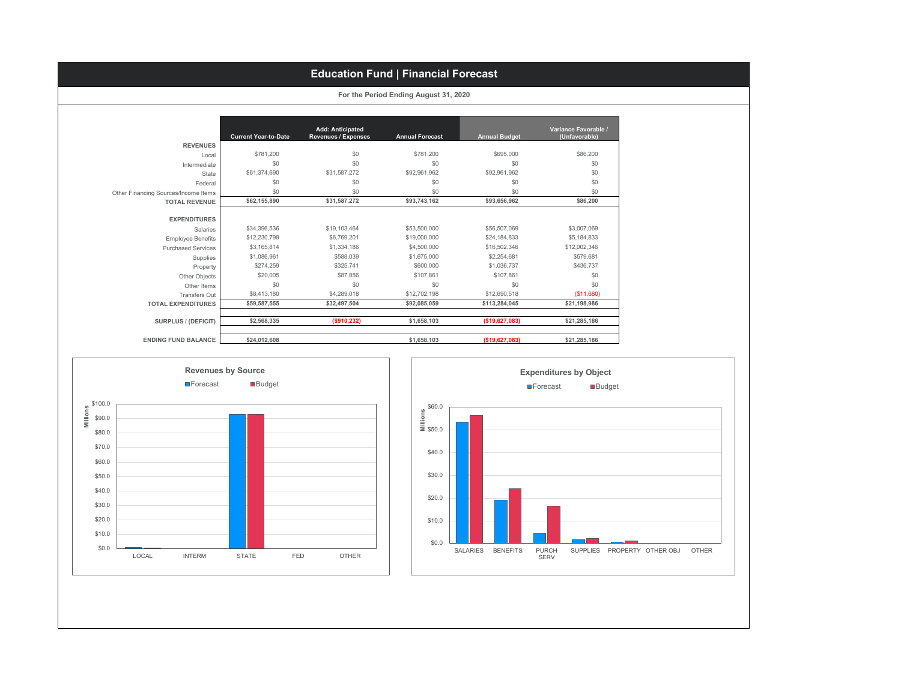# Education Fund | Financial Forecast

For the Period Ending August 31, 2020

| | Current Year-to-Date | Add: Anticipated Revenues / Expenses | Annual Forecast | Annual Budget | Variance Favorable / (Unfavorable) |
|---|---|---|---|---|---|
| **REVENUES** | | | | | |
| Local | $781,200 | $0 | $781,200 | $695,000 | $86,200 |
| Intermediate | $0 | $0 | $0 | $0 | $0 |
| State | $61,374,690 | $31,587,272 | $92,961,962 | $92,961,962 | $0 |
| Federal | $0 | $0 | $0 | $0 | $0 |
| Other Financing Sources/Income Items | $0 | $0 | $0 | $0 | $0 |
| **TOTAL REVENUE** | **$62,155,890** | **$31,587,272** | **$93,743,162** | **$93,656,962** | **$86,200** |
| **EXPENDITURES** | | | | | |
| Salaries | $34,396,536 | $19,103,464 | $53,500,000 | $56,507,069 | $3,007,069 |
| Employee Benefits | $12,230,799 | $6,769,201 | $19,000,000 | $24,184,833 | $5,184,833 |
| Purchased Services | $3,165,814 | $1,334,186 | $4,500,000 | $16,502,346 | $12,002,346 |
| Supplies | $1,086,961 | $588,039 | $1,675,000 | $2,254,681 | $579,681 |
| Property | $274,259 | $325,741 | $600,000 | $1,036,737 | $436,737 |
| Other Objects | $20,005 | $87,856 | $107,861 | $107,861 | $0 |
| Other Items | $0 | $0 | $0 | $0 | $0 |
| Transfers Out | $8,413,180 | $4,289,018 | $12,702,198 | $12,690,518 | ($11,680) |
| **TOTAL EXPENDITURES** | **$59,587,555** | **$32,497,504** | **$92,085,059** | **$113,284,045** | **$21,198,986** |
| **SURPLUS / (DEFICIT)** | **$2,568,335** | **($910,232)** | **$1,658,103** | **($19,627,083)** | **$21,285,186** |
| **ENDING FUND BALANCE** | **$24,012,608** | | **$1,658,103** | **($19,627,083)** | **$21,285,186** |

Revenues by Source

Forecast Budget

Millions

$100.0
$90.0
$80.0
$70.0
$60.0
$50.0
$40.0
$30.0
$20.0
$10.0
$0.0

LOCAL INTERM STATE FED OTHER

Expenditures by Object

Forecast Budget

Millions

$60.0
$50.0
$40.0
$30.0
$20.0
$10.0
$0.0

SALARIES BENEFITS PURCH SERV SUPPLIES PROPERTY OTHER OBJ OTHER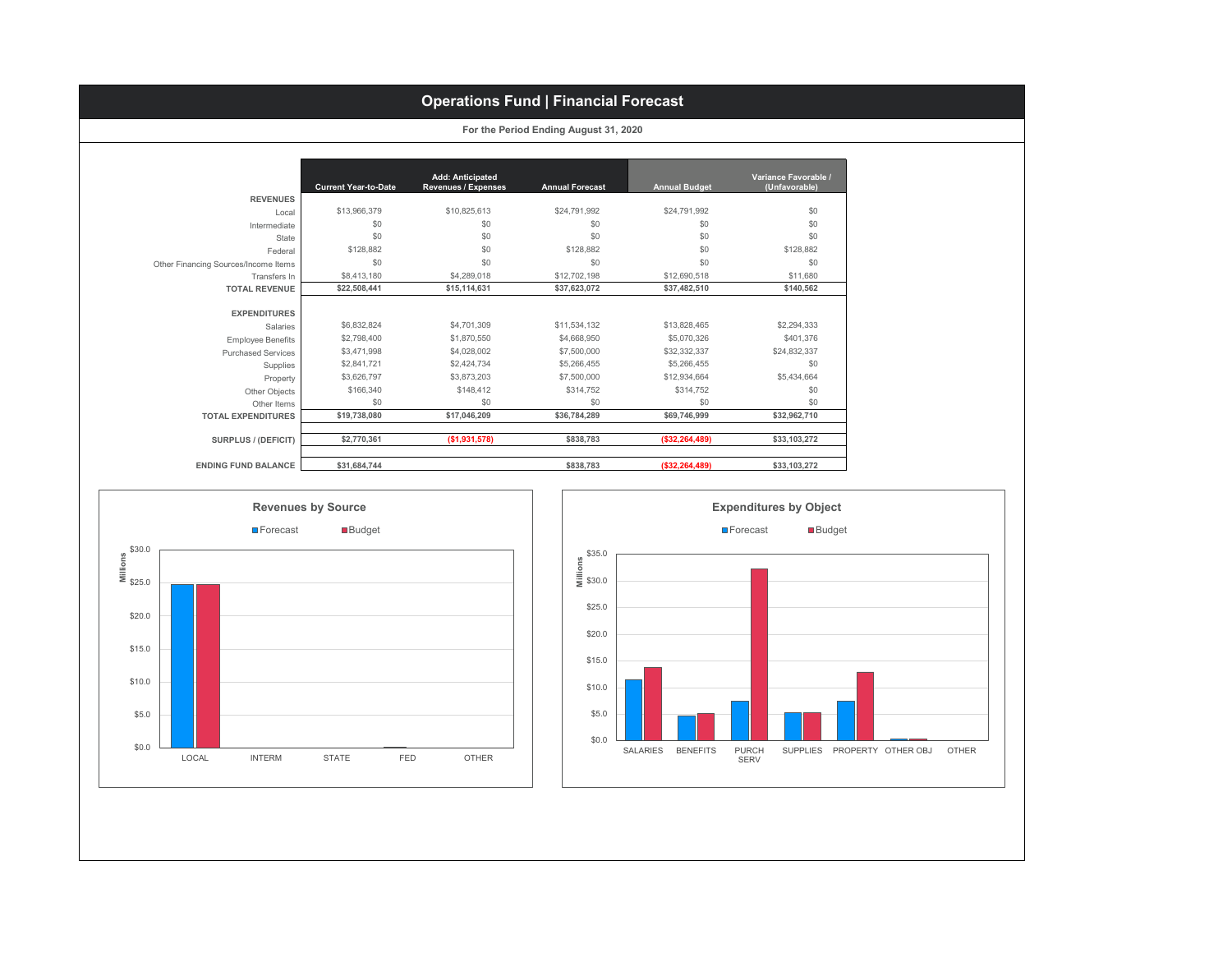# Operations Fund | Financial Forecast

**For the Period Ending August 31, 2020**

| | Current Year-to-Date | Add: Anticipated Revenues / Expenses | Annual Forecast | Annual Budget | Variance Favorable / (Unfavorable) |
|---|---|---|---|---|---|
| **REVENUES** | | | | | |
| Local | $13,966,379 | $10,825,613 | $24,791,992 | $24,791,992 | $0 |
| Intermediate | $0 | $0 | $0 | $0 | $0 |
| State | $0 | $0 | $0 | $0 | $0 |
| Federal | $128,882 | $0 | $128,882 | $0 | $128,882 |
| Other Financing Sources/Income Items | $0 | $0 | $0 | $0 | $0 |
| Transfers In | $8,413,180 | $4,289,018 | $12,702,198 | $12,690,518 | $11,680 |
| **TOTAL REVENUE** | **$22,508,441** | **$15,114,631** | **$37,623,072** | **$37,482,510** | **$140,562** |
| **EXPENDITURES** | | | | | |
| Salaries | $6,832,824 | $4,701,309 | $11,534,132 | $13,828,465 | $2,294,333 |
| Employee Benefits | $2,798,400 | $1,870,550 | $4,668,950 | $5,070,326 | $401,376 |
| Purchased Services | $3,471,998 | $4,028,002 | $7,500,000 | $32,332,337 | $24,832,337 |
| Supplies | $2,841,721 | $2,424,734 | $5,266,455 | $5,266,455 | $0 |
| Property | $3,626,797 | $3,873,203 | $7,500,000 | $12,934,664 | $5,434,664 |
| Other Objects | $166,340 | $148,412 | $314,752 | $314,752 | $0 |
| Other Items | $0 | $0 | $0 | $0 | $0 |
| **TOTAL EXPENDITURES** | **$19,738,080** | **$17,046,209** | **$36,784,289** | **$69,746,999** | **$32,962,710** |
| **SURPLUS / (DEFICIT)** | **$2,770,361** | **($1,931,578)** | **$838,783** | **($32,264,489)** | **$33,103,272** |
| **ENDING FUND BALANCE** | **$31,684,744** | | **$838,783** | **($32,264,489)** | **$33,103,272** |

**Revenues by Source**

Forecast  Budget

Millions

$30.0
$25.0
$20.0
$15.0
$10.0
$5.0
$0.0

LOCAL  INTERM  STATE  FED  OTHER

**Expenditures by Object**

Forecast  Budget

Millions

$35.0
$30.0
$25.0
$20.0
$15.0
$10.0
$5.0
$0.0

SALARIES  BENEFITS  PURCH SERV  SUPPLIES  PROPERTY  OTHER OBJ  OTHER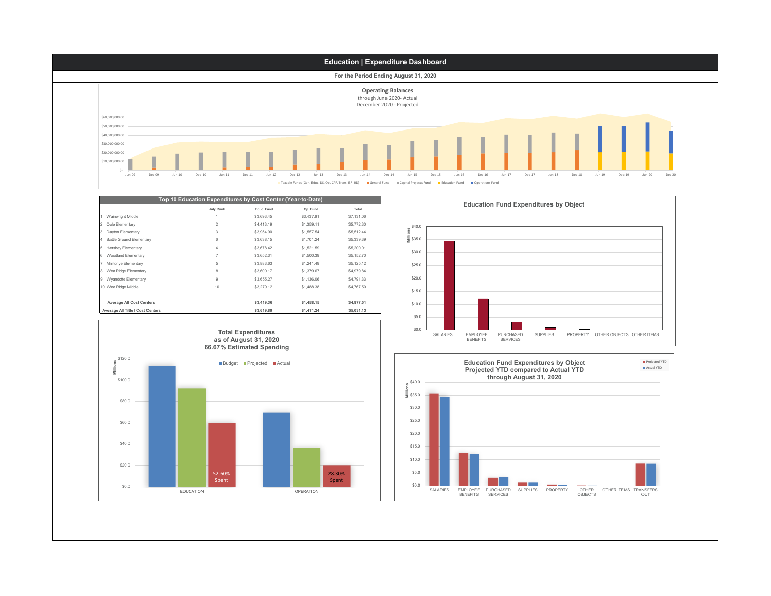# Education | Expenditure Dashboard

**For the Period Ending August 31, 2020**

## Operating Balances

through June 2020- Actual
December 2020 - Projected

$60,000,000.00
$50,000,000.00
$40,000,000.00
$30,000,000.00
$20,000,000.00
$10,000,000.00
$-

Jun-09 Dec-09 Jun-10 Dec-10 Jun-11 Dec-11 Jun-12 Dec-12 Jun-13 Dec-13 Jun-14 Dec-14 Jun-15 Dec-15 Jun-16 Dec-16 Jun-17 Dec-17 Jun-18 Dec-18 Jun-19 Dec-19 Jun-20 Dec-20

Taxable Funds (Gen, Educ, DS, Op, CPF, Trans, BR, RD) | General Fund | Capital Projects Fund | Education Fund | Operations Fund

## Top 10 Education Expenditures by Cost Center (Year-to-Date)

| | July Rank | Educ. Fund | Op. Fund | Total |
|---|---|---|---|---|
| 1. Wainwright Middle | 1 | $3,693.45 | $3,437.61 | $7,131.06 |
| 2. Cole Elementary | 2 | $4,413.19 | $1,359.11 | $5,772.30 |
| 3. Dayton Elementary | 3 | $3,954.90 | $1,557.54 | $5,512.44 |
| 4. Battle Ground Elementary | 6 | $3,638.15 | $1,701.24 | $5,339.39 |
| 5. Hershey Elementary | 4 | $3,678.42 | $1,521.59 | $5,200.01 |
| 6. Woodland Elementary | 7 | $3,652.31 | $1,500.39 | $5,152.70 |
| 7. Mintonye Elementary | 5 | $3,883.63 | $1,241.49 | $5,125.12 |
| 8. Wea Ridge Elementary | 8 | $3,600.17 | $1,379.67 | $4,979.84 |
| 9. Wyandotte Elementary | 9 | $3,655.27 | $1,136.06 | $4,791.33 |
| 10. Wea Ridge Middle | 10 | $3,279.12 | $1,488.38 | $4,767.50 |
| | | | | |
| **Average All Cost Centers** | | **$3,419.36** | **$1,458.15** | **$4,877.51** |
| **Average All Title I Cost Centers** | | **$3,619.89** | **$1,411.24** | **$5,031.13** |

## Total Expenditures as of August 31, 2020 66.67% Estimated Spending

Millions
$120.0 $100.0 $80.0 $60.0 $40.0 $20.0 $0.0

Budget | Projected | Actual

52.60% Spent
28.30% Spent

EDUCATION OPERATION

## Education Fund Expenditures by Object

Millions
$40.0 $35.0 $30.0 $25.0 $20.0 $15.0 $10.0 $5.0 $0.0

SALARIES | EMPLOYEE BENEFITS | PURCHASED SERVICES | SUPPLIES | PROPERTY | OTHER OBJECTS | OTHER ITEMS

## Education Fund Expenditures by Object Projected YTD compared to Actual YTD through August 31, 2020

Projected YTD | Actual YTD

Millions
$40.0 $35.0 $30.0 $25.0 $20.0 $15.0 $10.0 $5.0 $0.0

SALARIES | EMPLOYEE BENEFITS | PURCHASED SERVICES | SUPPLIES | PROPERTY | OTHER OBJECTS | OTHER ITEMS | TRANSFERS OUT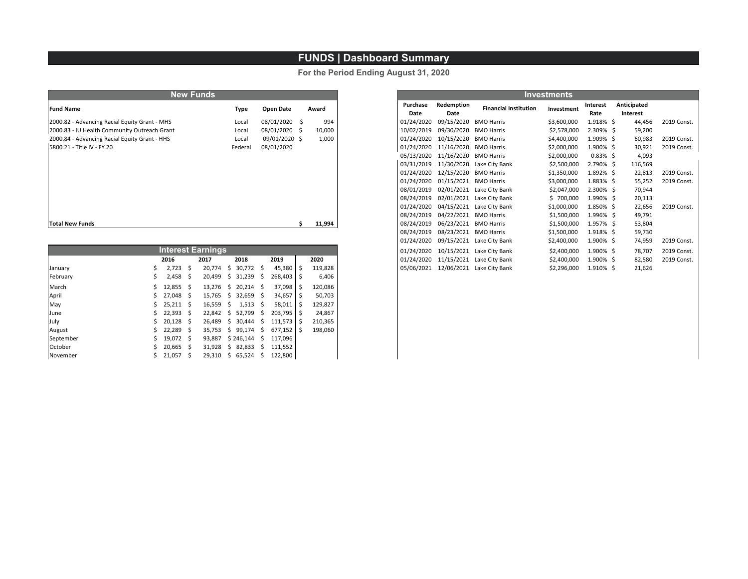# FUNDS | Dashboard Summary

**For the Period Ending August 31, 2020**

## New Funds

| Fund Name | Type | Open Date | Award |
|---|---|---|---|
| 2000.82 - Advancing Racial Equity Grant - MHS | Local | 08/01/2020 | $ 994 |
| 2000.83 - IU Health Community Outreach Grant | Local | 08/01/2020 | $ 10,000 |
| 2000.84 - Advancing Racial Equity Grant - HHS | Local | 09/01/2020 | $ 1,000 |
| 5800.21 - Title IV - FY 20 | Federal | 08/01/2020 | |
| **Total New Funds** | | | **$ 11,994** |

## Interest Earnings

| | 2016 | 2017 | 2018 | 2019 | 2020 |
|---|---|---|---|---|---|
| January | $ 2,723 | $ 20,774 | $ 30,772 | $ 45,380 | $ 119,828 |
| February | $ 2,458 | $ 20,499 | $ 31,239 | $ 268,403 | $ 6,406 |
| March | $ 12,855 | $ 13,276 | $ 20,214 | $ 37,098 | $ 120,086 |
| April | $ 27,048 | $ 15,765 | $ 32,659 | $ 34,657 | $ 50,703 |
| May | $ 25,211 | $ 16,559 | $ 1,513 | $ 58,011 | $ 129,827 |
| June | $ 22,393 | $ 22,842 | $ 52,799 | $ 203,795 | $ 24,867 |
| July | $ 20,128 | $ 26,489 | $ 30,444 | $ 111,573 | $ 210,365 |
| August | $ 22,289 | $ 35,753 | $ 99,174 | $ 677,152 | $ 198,060 |
| September | $ 19,072 | $ 93,887 | $ 246,144 | $ 117,096 | |
| October | $ 20,665 | $ 31,928 | $ 82,833 | $ 111,552 | |
| November | $ 21,057 | $ 29,310 | $ 65,524 | $ 122,800 | |

## Investments

| Purchase Date | Redemption Date | Financial Institution | Investment | Interest Rate | Anticipated Interest | |
|---|---|---|---|---|---|---|
| 01/24/2020 | 09/15/2020 | BMO Harris | $3,600,000 | 1.918% | $ 44,456 | 2019 Const. |
| 10/02/2019 | 09/30/2020 | BMO Harris | $2,578,000 | 2.309% | $ 59,200 | |
| 01/24/2020 | 10/15/2020 | BMO Harris | $4,400,000 | 1.909% | $ 60,983 | 2019 Const. |
| 01/24/2020 | 11/16/2020 | BMO Harris | $2,000,000 | 1.900% | $ 30,921 | 2019 Const. |
| 05/13/2020 | 11/16/2020 | BMO Harris | $2,000,000 | 0.83% | $ 4,093 | |
| 03/31/2019 | 11/30/2020 | Lake City Bank | $2,500,000 | 2.790% | $ 116,569 | |
| 01/24/2020 | 12/15/2020 | BMO Harris | $1,350,000 | 1.892% | $ 22,813 | 2019 Const. |
| 01/24/2020 | 01/15/2021 | BMO Harris | $3,000,000 | 1.883% | $ 55,252 | 2019 Const. |
| 08/01/2019 | 02/01/2021 | Lake City Bank | $2,047,000 | 2.300% | $ 70,944 | |
| 08/24/2019 | 02/01/2021 | Lake City Bank | $ 700,000 | 1.990% | $ 20,113 | |
| 01/24/2020 | 04/15/2021 | Lake City Bank | $1,000,000 | 1.850% | $ 22,656 | 2019 Const. |
| 08/24/2019 | 04/22/2021 | BMO Harris | $1,500,000 | 1.996% | $ 49,791 | |
| 08/24/2019 | 06/23/2021 | BMO Harris | $1,500,000 | 1.957% | $ 53,804 | |
| 08/24/2019 | 08/23/2021 | BMO Harris | $1,500,000 | 1.918% | $ 59,730 | |
| 01/24/2020 | 09/15/2021 | Lake City Bank | $2,400,000 | 1.900% | $ 74,959 | 2019 Const. |
| 01/24/2020 | 10/15/2021 | Lake City Bank | $2,400,000 | 1.900% | $ 78,707 | 2019 Const. |
| 01/24/2020 | 11/15/2021 | Lake City Bank | $2,400,000 | 1.900% | $ 82,580 | 2019 Const. |
| 05/06/2021 | 12/06/2021 | Lake City Bank | $2,296,000 | 1.910% | $ 21,626 | |